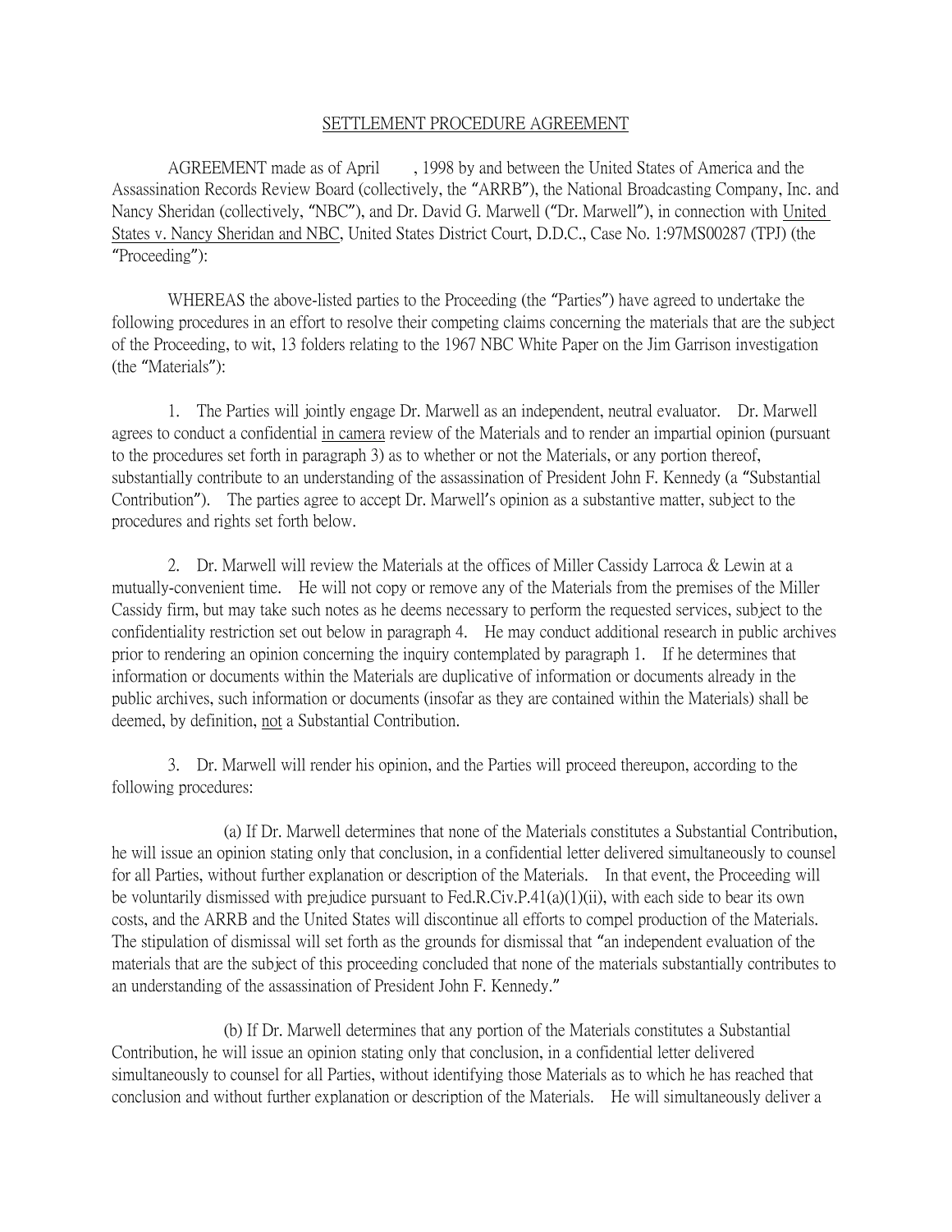SETTLEMENT PROCEDURE AGREEMENT

AGREEMENT made as of April \_\_\_, 1998 by and between the United States of America and the Assassination Records Review Board (collectively, the "ARRB"), the National Broadcasting Company, Inc. and Nancy Sheridan (collectively, "NBC"), and Dr. David G. Marwell ("Dr. Marwell"), in connection with United States v. Nancy Sheridan and NBC, United States District Court, D.D.C., Case No. 1:97MS00287 (TPJ) (the "Proceeding"):

WHEREAS the above-listed parties to the Proceeding (the "Parties") have agreed to undertake the following procedures in an effort to resolve their competing claims concerning the materials that are the subject of the Proceeding, to wit, 13 folders relating to the 1967 NBC White Paper on the Jim Garrison investigation (the "Materials"):

1. The Parties will jointly engage Dr. Marwell as an independent, neutral evaluator. Dr. Marwell agrees to conduct a confidential in camera review of the Materials and to render an impartial opinion (pursuant to the procedures set forth in paragraph 3) as to whether or not the Materials, or any portion thereof, substantially contribute to an understanding of the assassination of President John F. Kennedy (a "Substantial Contribution"). The parties agree to accept Dr. Marwell's opinion as a substantive matter, subject to the procedures and rights set forth below.

2. Dr. Marwell will review the Materials at the offices of Miller Cassidy Larroca & Lewin at a mutually-convenient time. He will not copy or remove any of the Materials from the premises of the Miller Cassidy firm, but may take such notes as he deems necessary to perform the requested services, subject to the confidentiality restriction set out below in paragraph 4. He may conduct additional research in public archives prior to rendering an opinion concerning the inquiry contemplated by paragraph 1. If he determines that information or documents within the Materials are duplicative of information or documents already in the public archives, such information or documents (insofar as they are contained within the Materials) shall be deemed, by definition, not a Substantial Contribution.

3. Dr. Marwell will render his opinion, and the Parties will proceed thereupon, according to the following procedures:

(a) If Dr. Marwell determines that none of the Materials constitutes a Substantial Contribution, he will issue an opinion stating only that conclusion, in a confidential letter delivered simultaneously to counsel for all Parties, without further explanation or description of the Materials. In that event, the Proceeding will be voluntarily dismissed with prejudice pursuant to Fed.R.Civ.P.41(a)(1)(ii), with each side to bear its own costs, and the ARRB and the United States will discontinue all efforts to compel production of the Materials. The stipulation of dismissal will set forth as the grounds for dismissal that "an independent evaluation of the materials that are the subject of this proceeding concluded that none of the materials substantially contributes to an understanding of the assassination of President John F. Kennedy."

(b) If Dr. Marwell determines that any portion of the Materials constitutes a Substantial Contribution, he will issue an opinion stating only that conclusion, in a confidential letter delivered simultaneously to counsel for all Parties, without identifying those Materials as to which he has reached that conclusion and without further explanation or description of the Materials. He will simultaneously deliver a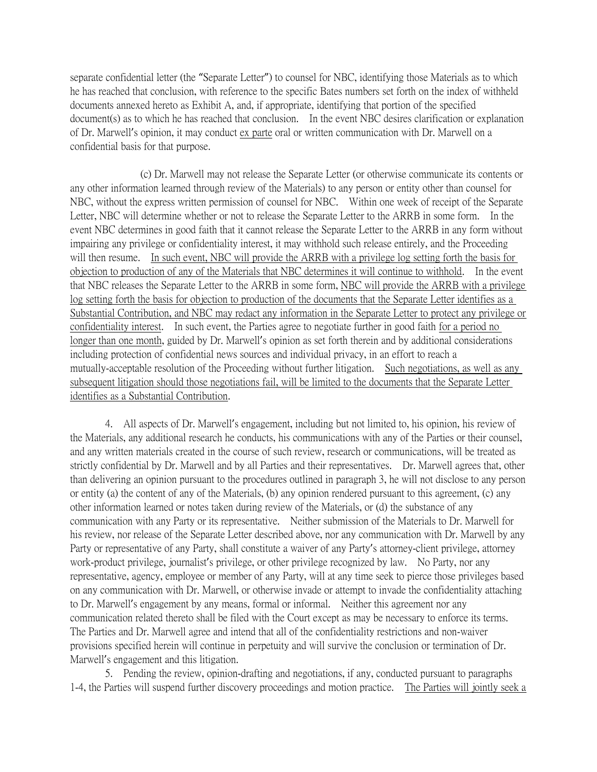separate confidential letter (the "Separate Letter") to counsel for NBC, identifying those Materials as to which he has reached that conclusion, with reference to the specific Bates numbers set forth on the index of withheld documents annexed hereto as Exhibit A, and, if appropriate, identifying that portion of the specified document(s) as to which he has reached that conclusion. In the event NBC desires clarification or explanation of Dr. Marwell's opinion, it may conduct <u>ex parte</u> oral or written communication with Dr. Marwell on a confidential basis for that purpose.

(c) Dr. Marwell may not release the Separate Letter (or otherwise communicate its contents or any other information learned through review of the Materials) to any person or entity other than counsel for NBC, without the express written permission of counsel for NBC. Within one week of receipt of the Separate Letter, NBC will determine whether or not to release the Separate Letter to the ARRB in some form. In the event NBC determines in good faith that it cannot release the Separate Letter to the ARRB in any form without impairing any privilege or confidentiality interest, it may withhold such release entirely, and the Proceeding will then resume. <u>In such event, NBC will provide the ARRB with a privilege log setting forth the basis for objection to production of any of the Materials that NBC determines it will continue to withhold</u>. In the event that NBC releases the Separate Letter to the ARRB in some form, <u>NBC will provide the ARRB with a privilege log setting forth the basis for objection to production of the documents that the Separate Letter identifies as a Substantial Contribution, and NBC may redact any information in the Separate Letter to protect any privilege or confidentiality interest</u>. In such event, the Parties agree to negotiate further in good faith <u>for a period no longer than one month</u>, guided by Dr. Marwell's opinion as set forth therein and by additional considerations including protection of confidential news sources and individual privacy, in an effort to reach a mutually-acceptable resolution of the Proceeding without further litigation. <u>Such negotiations, as well as any subsequent litigation should those negotiations fail, will be limited to the documents that the Separate Letter identifies as a Substantial Contribution</u>.

4. All aspects of Dr. Marwell's engagement, including but not limited to, his opinion, his review of the Materials, any additional research he conducts, his communications with any of the Parties or their counsel, and any written materials created in the course of such review, research or communications, will be treated as strictly confidential by Dr. Marwell and by all Parties and their representatives. Dr. Marwell agrees that, other than delivering an opinion pursuant to the procedures outlined in paragraph 3, he will not disclose to any person or entity (a) the content of any of the Materials, (b) any opinion rendered pursuant to this agreement, (c) any other information learned or notes taken during review of the Materials, or (d) the substance of any communication with any Party or its representative. Neither submission of the Materials to Dr. Marwell for his review, nor release of the Separate Letter described above, nor any communication with Dr. Marwell by any Party or representative of any Party, shall constitute a waiver of any Party's attorney-client privilege, attorney work-product privilege, journalist's privilege, or other privilege recognized by law. No Party, nor any representative, agency, employee or member of any Party, will at any time seek to pierce those privileges based on any communication with Dr. Marwell, or otherwise invade or attempt to invade the confidentiality attaching to Dr. Marwell's engagement by any means, formal or informal. Neither this agreement nor any communication related thereto shall be filed with the Court except as may be necessary to enforce its terms. The Parties and Dr. Marwell agree and intend that all of the confidentiality restrictions and non-waiver provisions specified herein will continue in perpetuity and will survive the conclusion or termination of Dr. Marwell's engagement and this litigation.

5. Pending the review, opinion-drafting and negotiations, if any, conducted pursuant to paragraphs 1-4, the Parties will suspend further discovery proceedings and motion practice. <u>The Parties will jointly seek a</u>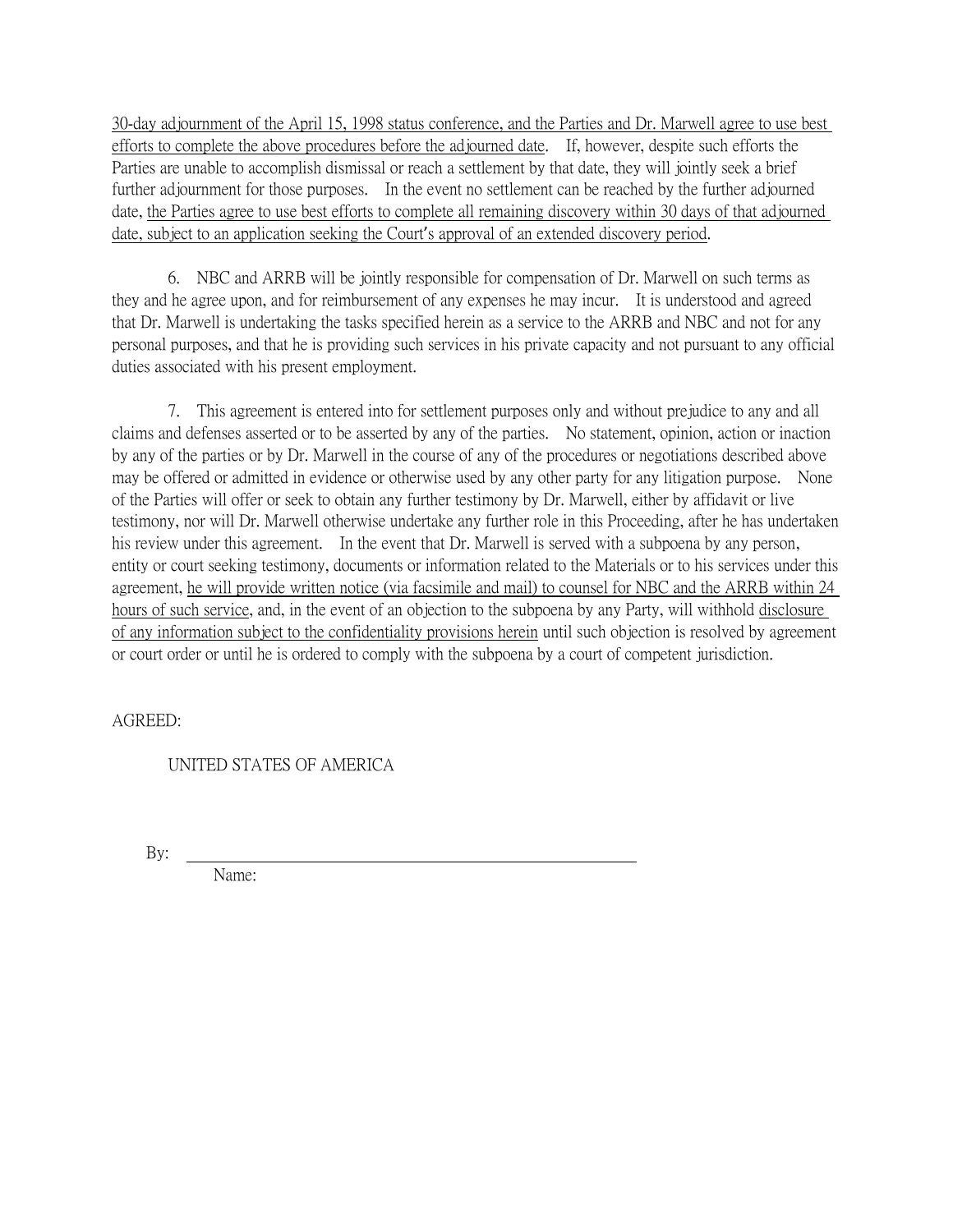30-day adjournment of the April 15, 1998 status conference, and the Parties and Dr. Marwell agree to use best efforts to complete the above procedures before the adjourned date. If, however, despite such efforts the Parties are unable to accomplish dismissal or reach a settlement by that date, they will jointly seek a brief further adjournment for those purposes. In the event no settlement can be reached by the further adjourned date, the Parties agree to use best efforts to complete all remaining discovery within 30 days of that adjourned date, subject to an application seeking the Court's approval of an extended discovery period.

6. NBC and ARRB will be jointly responsible for compensation of Dr. Marwell on such terms as they and he agree upon, and for reimbursement of any expenses he may incur. It is understood and agreed that Dr. Marwell is undertaking the tasks specified herein as a service to the ARRB and NBC and not for any personal purposes, and that he is providing such services in his private capacity and not pursuant to any official duties associated with his present employment.

7. This agreement is entered into for settlement purposes only and without prejudice to any and all claims and defenses asserted or to be asserted by any of the parties. No statement, opinion, action or inaction by any of the parties or by Dr. Marwell in the course of any of the procedures or negotiations described above may be offered or admitted in evidence or otherwise used by any other party for any litigation purpose. None of the Parties will offer or seek to obtain any further testimony by Dr. Marwell, either by affidavit or live testimony, nor will Dr. Marwell otherwise undertake any further role in this Proceeding, after he has undertaken his review under this agreement. In the event that Dr. Marwell is served with a subpoena by any person, entity or court seeking testimony, documents or information related to the Materials or to his services under this agreement, he will provide written notice (via facsimile and mail) to counsel for NBC and the ARRB within 24 hours of such service, and, in the event of an objection to the subpoena by any Party, will withhold disclosure of any information subject to the confidentiality provisions herein until such objection is resolved by agreement or court order or until he is ordered to comply with the subpoena by a court of competent jurisdiction.

AGREED:

UNITED STATES OF AMERICA

By: ______________________________

Name: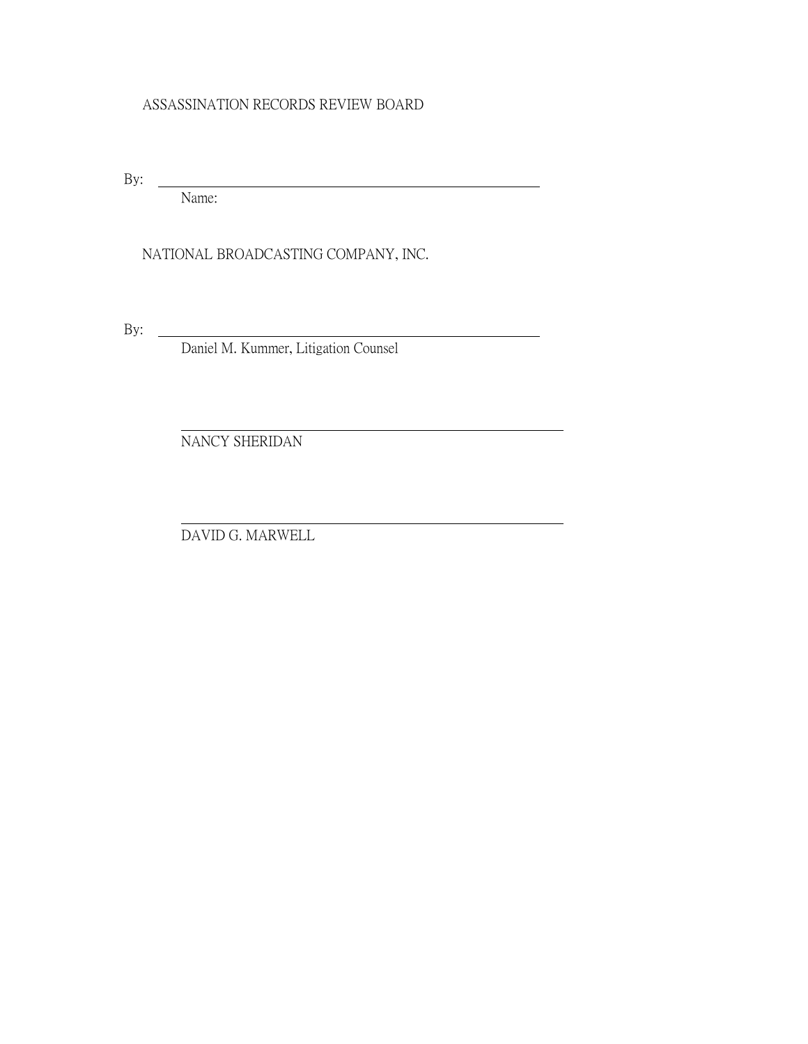ASSASSINATION RECORDS REVIEW BOARD

By: ______________________________________________

Name:

NATIONAL BROADCASTING COMPANY, INC.

By: ______________________________________________

Daniel M. Kummer, Litigation Counsel

______________________________________________

NANCY SHERIDAN

______________________________________________

DAVID G. MARWELL